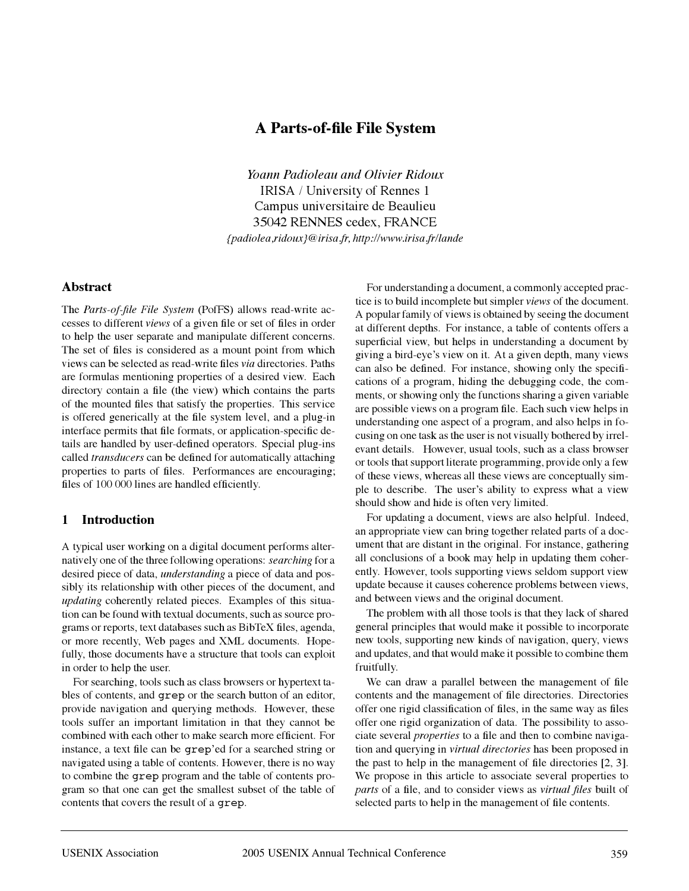# A Parts-of-file File System

*Yoann Padioleau and Olivier Ridoux*
IRISA / University of Rennes 1
Campus universitaire de Beaulieu
35042 RENNES cedex, FRANCE
*{padiolea,ridoux}@irisa.fr, http://www.irisa.fr/lande*

## Abstract

The *Parts-of-file File System* (PofFS) allows read-write accesses to different *views* of a given file or set of files in order to help the user separate and manipulate different concerns. The set of files is considered as a mount point from which views can be selected as read-write files *via* directories. Paths are formulas mentioning properties of a desired view. Each directory contain a file (the view) which contains the parts of the mounted files that satisfy the properties. This service is offered generically at the file system level, and a plug-in interface permits that file formats, or application-specific details are handled by user-defined operators. Special plug-ins called *transducers* can be defined for automatically attaching properties to parts of files. Performances are encouraging; files of 100 000 lines are handled efficiently.

## 1 Introduction

A typical user working on a digital document performs alternatively one of the three following operations: *searching* for a desired piece of data, *understanding* a piece of data and possibly its relationship with other pieces of the document, and *updating* coherently related pieces. Examples of this situation can be found with textual documents, such as source programs or reports, text databases such as BibTeX files, agenda, or more recently, Web pages and XML documents. Hopefully, those documents have a structure that tools can exploit in order to help the user.

For searching, tools such as class browsers or hypertext tables of contents, and `grep` or the search button of an editor, provide navigation and querying methods. However, these tools suffer an important limitation in that they cannot be combined with each other to make search more efficient. For instance, a text file can be `grep`'ed for a searched string or navigated using a table of contents. However, there is no way to combine the `grep` program and the table of contents program so that one can get the smallest subset of the table of contents that covers the result of a `grep`.

For understanding a document, a commonly accepted practice is to build incomplete but simpler *views* of the document. A popular family of views is obtained by seeing the document at different depths. For instance, a table of contents offers a superficial view, but helps in understanding a document by giving a bird-eye's view on it. At a given depth, many views can also be defined. For instance, showing only the specifications of a program, hiding the debugging code, the comments, or showing only the functions sharing a given variable are possible views on a program file. Each such view helps in understanding one aspect of a program, and also helps in focusing on one task as the user is not visually bothered by irrelevant details. However, usual tools, such as a class browser or tools that support literate programming, provide only a few of these views, whereas all these views are conceptually simple to describe. The user's ability to express what a view should show and hide is often very limited.

For updating a document, views are also helpful. Indeed, an appropriate view can bring together related parts of a document that are distant in the original. For instance, gathering all conclusions of a book may help in updating them coherently. However, tools supporting views seldom support view update because it causes coherence problems between views, and between views and the original document.

The problem with all those tools is that they lack of shared general principles that would make it possible to incorporate new tools, supporting new kinds of navigation, query, views and updates, and that would make it possible to combine them fruitfully.

We can draw a parallel between the management of file contents and the management of file directories. Directories offer one rigid classification of files, in the same way as files offer one rigid organization of data. The possibility to associate several *properties* to a file and then to combine navigation and querying in *virtual directories* has been proposed in the past to help in the management of file directories [2, 3]. We propose in this article to associate several properties to *parts* of a file, and to consider views as *virtual files* built of selected parts to help in the management of file contents.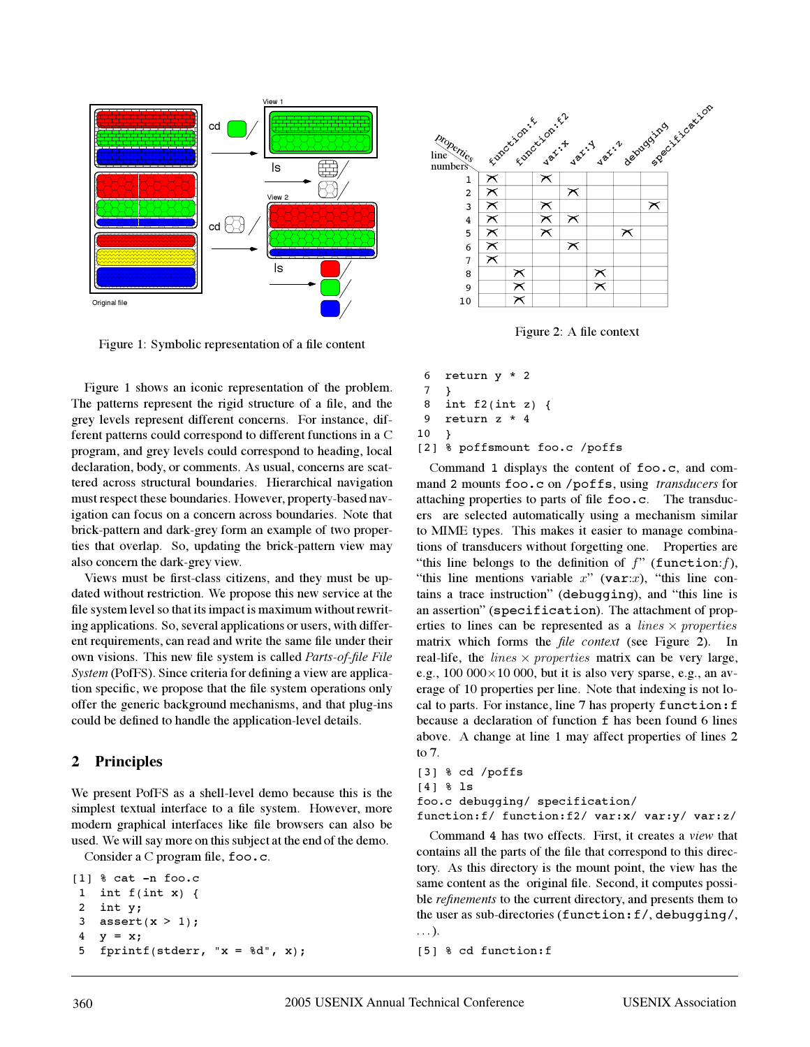Figure 1: Symbolic representation of a file content

Figure 1 shows an iconic representation of the problem. The patterns represent the rigid structure of a file, and the grey levels represent different concerns. For instance, different patterns could correspond to different functions in a C program, and grey levels could correspond to heading, local declaration, body, or comments. As usual, concerns are scattered across structural boundaries. Hierarchical navigation must respect these boundaries. However, property-based navigation can focus on a concern across boundaries. Note that brick-pattern and dark-grey form an example of two properties that overlap. So, updating the brick-pattern view may also concern the dark-grey view.

Views must be first-class citizens, and they must be updated without restriction. We propose this new service at the file system level so that its impact is maximum without rewriting applications. So, several applications or users, with different requirements, can read and write the same file under their own visions. This new file system is called *Parts-of-file File System* (PofFS). Since criteria for defining a view are application specific, we propose that the file system operations only offer the generic background mechanisms, and that plug-ins could be defined to handle the application-level details.

## 2 Principles

We present PofFS as a shell-level demo because this is the simplest textual interface to a file system. However, more modern graphical interfaces like file browsers can also be used. We will say more on this subject at the end of the demo.

Consider a C program file, `foo.c`.

```
[1] % cat -n foo.c
 1  int f(int x) {
 2  int y;
 3  assert(x > 1);
 4  y = x;
 5  fprintf(stderr, "x = %d", x);
```

| line numbers | function:f | function:f2 | var:x | var:y | var:z | debugging | specification |
|---|---|---|---|---|---|---|---|
| 1 | X | | X | | | | |
| 2 | X | | | X | | | |
| 3 | X | | X | | | | X |
| 4 | X | | X | X | | | |
| 5 | X | | X | | | X | |
| 6 | X | | | X | | | |
| 7 | X | | | | | | |
| 8 | | X | | | X | | |
| 9 | | X | | | X | | |
| 10 | | X | | | | | |

Figure 2: A file context

```
 6  return y * 2
 7  }
 8  int f2(int z) {
 9  return z * 4
10  }
[2] % poffsmount foo.c /poffs
```

Command 1 displays the content of `foo.c`, and command 2 mounts `foo.c` on `/poffs`, using *transducers* for attaching properties to parts of file `foo.c`. The transducers are selected automatically using a mechanism similar to MIME types. This makes it easier to manage combinations of transducers without forgetting one. Properties are "this line belongs to the definition of $f$" (`function:`$f$), "this line mentions variable $x$" (`var:`$x$), "this line contains a trace instruction" (`debugging`), and "this line is an assertion" (`specification`). The attachment of properties to lines can be represented as a *lines* $\times$ *properties* matrix which forms the *file context* (see Figure 2). In real-life, the *lines* $\times$ *properties* matrix can be very large, e.g., 100 000$\times$10 000, but it is also very sparse, e.g., an average of 10 properties per line. Note that indexing is not local to parts. For instance, line 7 has property `function:f` because a declaration of function `f` has been found 6 lines above. A change at line 1 may affect properties of lines 2 to 7.

```
[3] % cd /poffs
[4] % ls
foo.c debugging/ specification/
function:f/ function:f2/ var:x/ var:y/ var:z/
```

Command 4 has two effects. First, it creates a *view* that contains all the parts of the file that correspond to this directory. As this directory is the mount point, the view has the same content as the original file. Second, it computes possible *refinements* to the current directory, and presents them to the user as sub-directories (`function:f/`, `debugging/`, ...).

```
[5] % cd function:f
```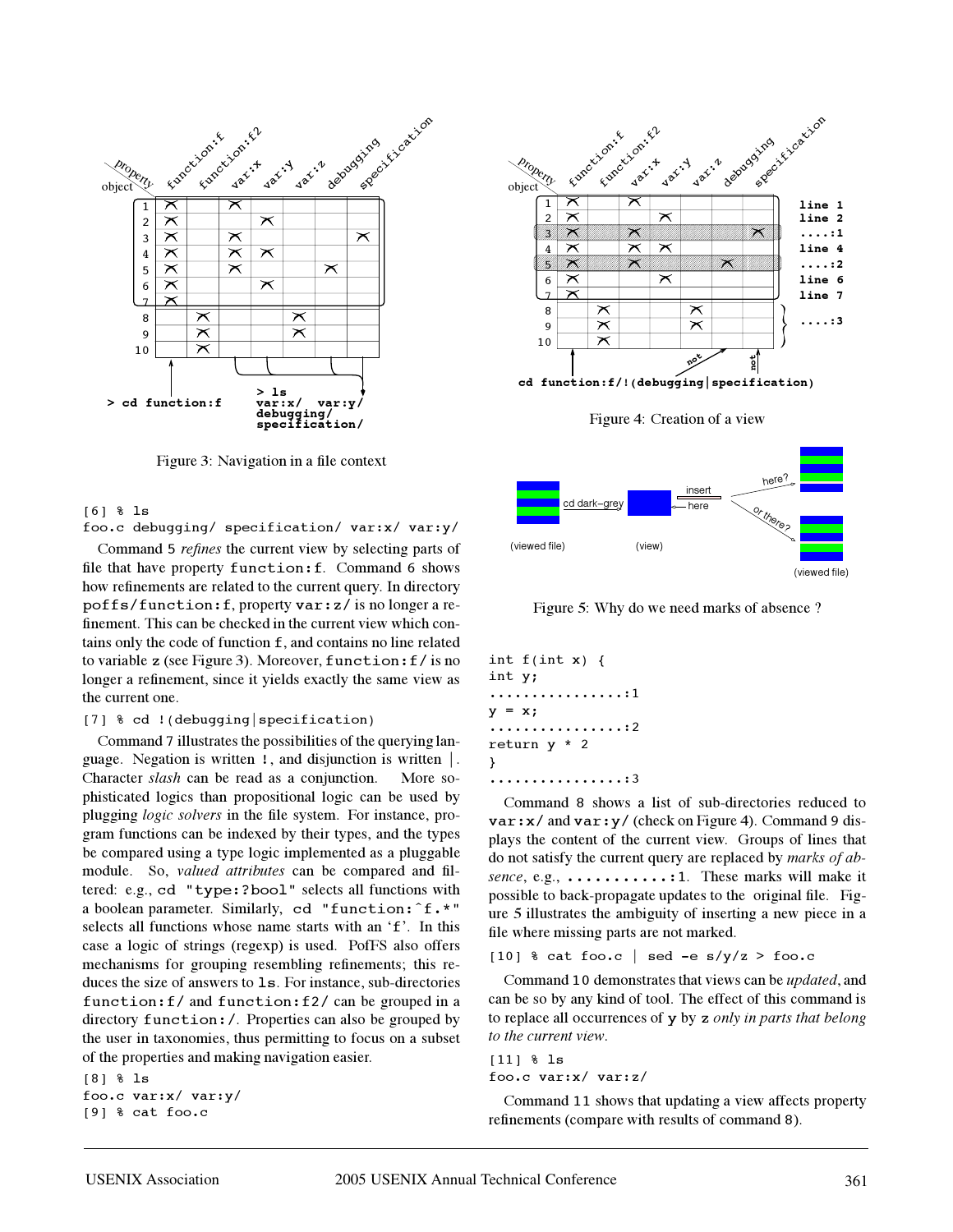Figure 3: Navigation in a file context

```
[6] % ls
foo.c debugging/ specification/ var:x/ var:y/
```

Command 5 *refines* the current view by selecting parts of file that have property `function:f`. Command 6 shows how refinements are related to the current query. In directory `poffs/function:f`, property `var:z/` is no longer a refinement. This can be checked in the current view which contains only the code of function `f`, and contains no line related to variable `z` (see Figure 3). Moreover, `function:f/` is no longer a refinement, since it yields exactly the same view as the current one.

```
[7] % cd !(debugging|specification)
```

Command 7 illustrates the possibilities of the querying language. Negation is written `!`, and disjunction is written `|`. Character *slash* can be read as a conjunction. More sophisticated logics than propositional logic can be used by plugging *logic solvers* in the file system. For instance, program functions can be indexed by their types, and the types be compared using a type logic implemented as a pluggable module. So, *valued attributes* can be compared and filtered: e.g., `cd "type:?bool"` selects all functions with a boolean parameter. Similarly, `cd "function:^f.*"` selects all functions whose name starts with an 'f'. In this case a logic of strings (regexp) is used. PofFS also offers mechanisms for grouping resembling refinements; this reduces the size of answers to `ls`. For instance, sub-directories `function:f/` and `function:f2/` can be grouped in a directory `function:/`. Properties can also be grouped by the user in taxonomies, thus permitting to focus on a subset of the properties and making navigation easier.

```
[8] % ls
foo.c var:x/ var:y/
[9] % cat foo.c
```

Figure 4: Creation of a view

Figure 5: Why do we need marks of absence ?

```
int f(int x) {
int y;
................:1
y = x;
................:2
return y * 2
}
................:3
```

Command 8 shows a list of sub-directories reduced to `var:x/` and `var:y/` (check on Figure 4). Command 9 displays the content of the current view. Groups of lines that do not satisfy the current query are replaced by *marks of absence*, e.g., `...........:1`. These marks will make it possible to back-propagate updates to the original file. Figure 5 illustrates the ambiguity of inserting a new piece in a file where missing parts are not marked.

```
[10] % cat foo.c | sed -e s/y/z > foo.c
```

Command 10 demonstrates that views can be *updated*, and can be so by any kind of tool. The effect of this command is to replace all occurrences of `y` by `z` *only in parts that belong to the current view*.

```
[11] % ls
foo.c var:x/ var:z/
```

Command 11 shows that updating a view affects property refinements (compare with results of command 8).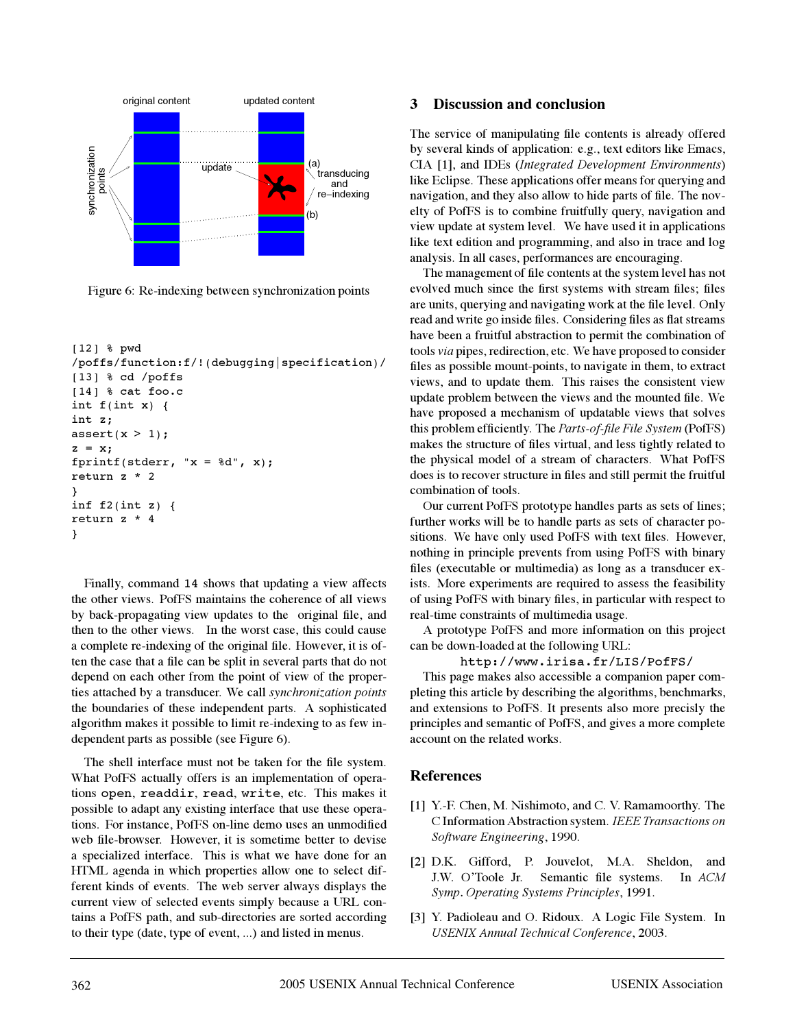original content

updated content

synchronization points

update

(a) transducing and re−indexing

(b)

Figure 6: Re-indexing between synchronization points

```
[12] % pwd
/poffs/function:f/!(debugging|specification)/
[13] % cd /poffs
[14] % cat foo.c
int f(int x) {
int z;
assert(x > 1);
z = x;
fprintf(stderr, "x = %d", x);
return z * 2
}
inf f2(int z) {
return z * 4
}
```

Finally, command `14` shows that updating a view affects the other views. PofFS maintains the coherence of all views by back-propagating view updates to the original file, and then to the other views. In the worst case, this could cause a complete re-indexing of the original file. However, it is often the case that a file can be split in several parts that do not depend on each other from the point of view of the properties attached by a transducer. We call *synchronization points* the boundaries of these independent parts. A sophisticated algorithm makes it possible to limit re-indexing to as few independent parts as possible (see Figure 6).

The shell interface must not be taken for the file system. What PofFS actually offers is an implementation of operations `open`, `readdir`, `read`, `write`, etc. This makes it possible to adapt any existing interface that use these operations. For instance, PofFS on-line demo uses an unmodified web file-browser. However, it is sometime better to devise a specialized interface. This is what we have done for an HTML agenda in which properties allow one to select different kinds of events. The web server always displays the current view of selected events simply because a URL contains a PofFS path, and sub-directories are sorted according to their type (date, type of event, ...) and listed in menus.

## 3 Discussion and conclusion

The service of manipulating file contents is already offered by several kinds of application: e.g., text editors like Emacs, CIA [1], and IDEs (*Integrated Development Environments*) like Eclipse. These applications offer means for querying and navigation, and they also allow to hide parts of file. The novelty of PofFS is to combine fruitfully query, navigation and view update at system level. We have used it in applications like text edition and programming, and also in trace and log analysis. In all cases, performances are encouraging.

The management of file contents at the system level has not evolved much since the first systems with stream files; files are units, querying and navigating work at the file level. Only read and write go inside files. Considering files as flat streams have been a fruitful abstraction to permit the combination of tools *via* pipes, redirection, etc. We have proposed to consider files as possible mount-points, to navigate in them, to extract views, and to update them. This raises the consistent view update problem between the views and the mounted file. We have proposed a mechanism of updatable views that solves this problem efficiently. The *Parts-of-file File System* (PofFS) makes the structure of files virtual, and less tightly related to the physical model of a stream of characters. What PofFS does is to recover structure in files and still permit the fruitful combination of tools.

Our current PofFS prototype handles parts as sets of lines; further works will be to handle parts as sets of character positions. We have only used PofFS with text files. However, nothing in principle prevents from using PofFS with binary files (executable or multimedia) as long as a transducer exists. More experiments are required to assess the feasibility of using PofFS with binary files, in particular with respect to real-time constraints of multimedia usage.

A prototype PofFS and more information on this project can be down-loaded at the following URL:

`http://www.irisa.fr/LIS/PofFS/`

This page makes also accessible a companion paper completing this article by describing the algorithms, benchmarks, and extensions to PofFS. It presents also more precisely the principles and semantic of PofFS, and gives a more complete account on the related works.

## References

[1] Y.-F. Chen, M. Nishimoto, and C. V. Ramamoorthy. The C Information Abstraction system. *IEEE Transactions on Software Engineering*, 1990.

[2] D.K. Gifford, P. Jouvelot, M.A. Sheldon, and J.W. O'Toole Jr. Semantic file systems. In *ACM Symp. Operating Systems Principles*, 1991.

[3] Y. Padioleau and O. Ridoux. A Logic File System. In *USENIX Annual Technical Conference*, 2003.